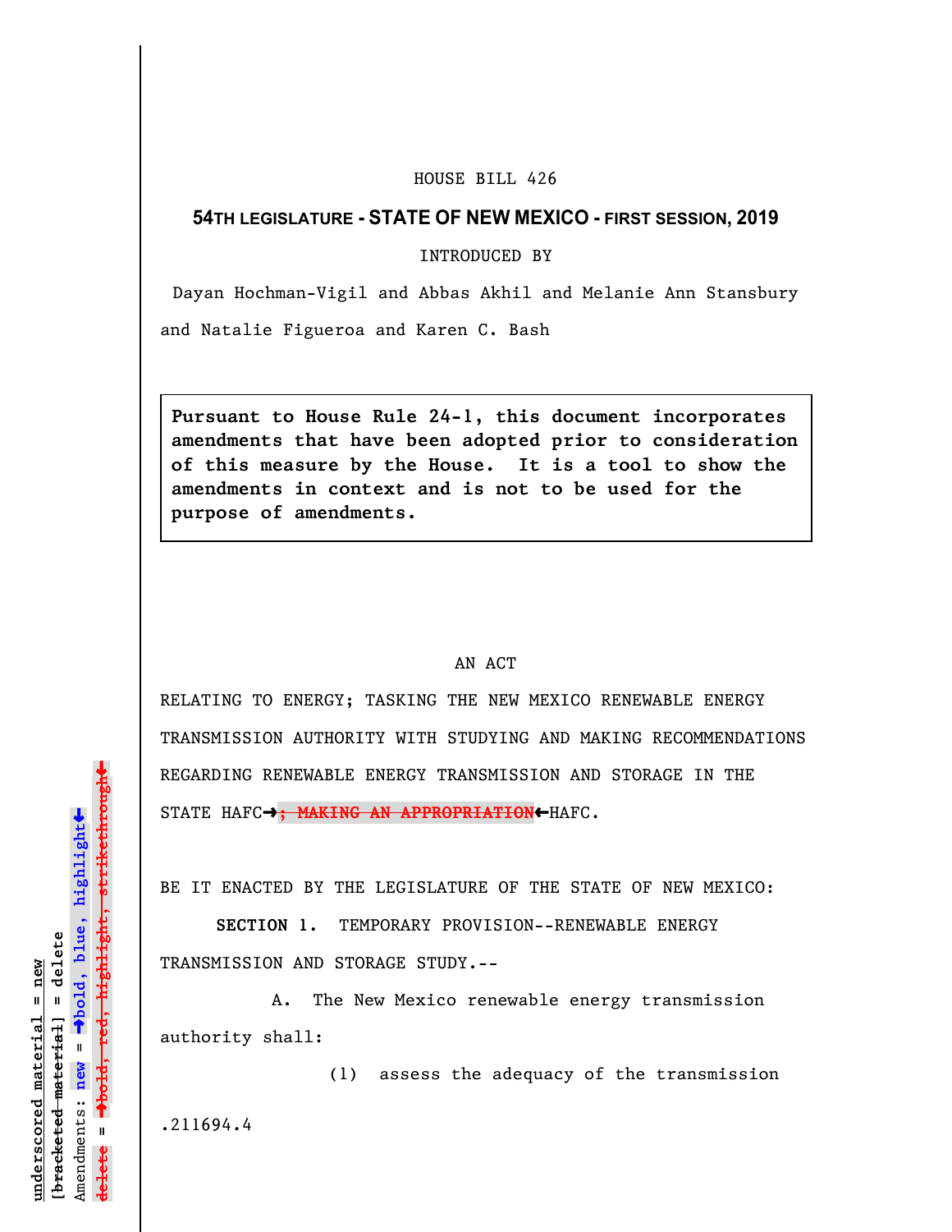HOUSE BILL 426

**54TH LEGISLATURE - STATE OF NEW MEXICO - FIRST SESSION, 2019**

INTRODUCED BY

Dayan Hochman-Vigil and Abbas Akhil and Melanie Ann Stansbury and Natalie Figueroa and Karen C. Bash

**Pursuant to House Rule 24-1, this document incorporates amendments that have been adopted prior to consideration of this measure by the House. It is a tool to show the amendments in context and is not to be used for the purpose of amendments.**

AN ACT

RELATING TO ENERGY; TASKING THE NEW MEXICO RENEWABLE ENERGY TRANSMISSION AUTHORITY WITH STUDYING AND MAKING RECOMMENDATIONS REGARDING RENEWABLE ENERGY TRANSMISSION AND STORAGE IN THE STATE HAFC➡~~; MAKING AN APPROPRIATION~~⬅HAFC.

BE IT ENACTED BY THE LEGISLATURE OF THE STATE OF NEW MEXICO:

**SECTION 1.** TEMPORARY PROVISION--RENEWABLE ENERGY TRANSMISSION AND STORAGE STUDY.--

A. The New Mexico renewable energy transmission authority shall:

(1) assess the adequacy of the transmission

.211694.4

underscored material = new
[bracketed material] = delete
Amendments: new = ➡bold, blue, highlight⬅
delete = ➡~~bold, red, highlight, strikethrough~~⬅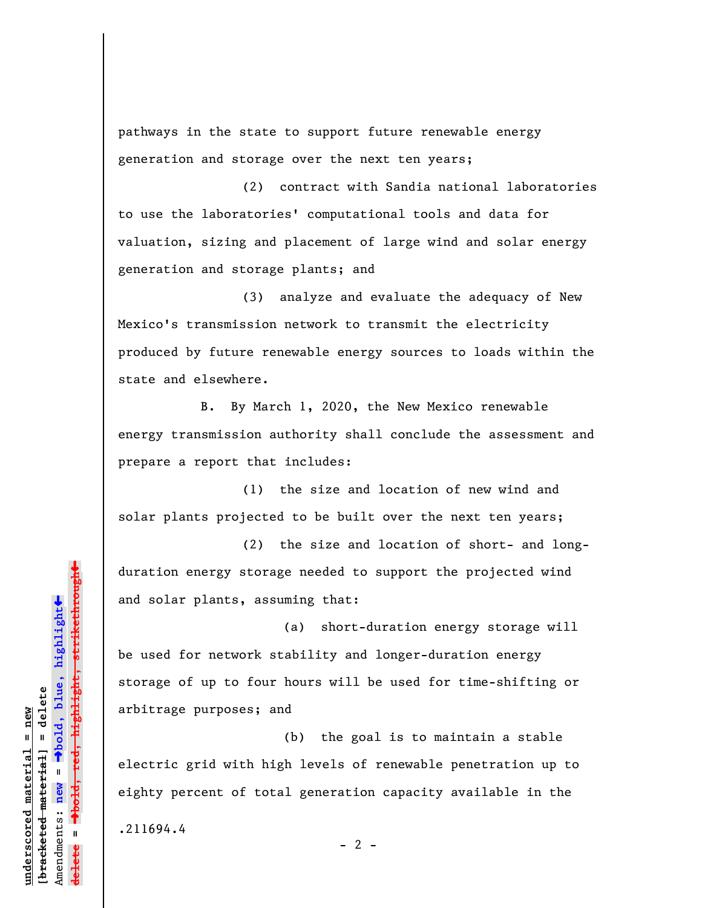pathways in the state to support future renewable energy generation and storage over the next ten years;

(2) contract with Sandia national laboratories to use the laboratories' computational tools and data for valuation, sizing and placement of large wind and solar energy generation and storage plants; and

(3) analyze and evaluate the adequacy of New Mexico's transmission network to transmit the electricity produced by future renewable energy sources to loads within the state and elsewhere.

B. By March 1, 2020, the New Mexico renewable energy transmission authority shall conclude the assessment and prepare a report that includes:

(1) the size and location of new wind and solar plants projected to be built over the next ten years;

(2) the size and location of short- and long-duration energy storage needed to support the projected wind and solar plants, assuming that:

(a) short-duration energy storage will be used for network stability and longer-duration energy storage of up to four hours will be used for time-shifting or arbitrage purposes; and

(b) the goal is to maintain a stable electric grid with high levels of renewable penetration up to eighty percent of total generation capacity available in the

.211694.4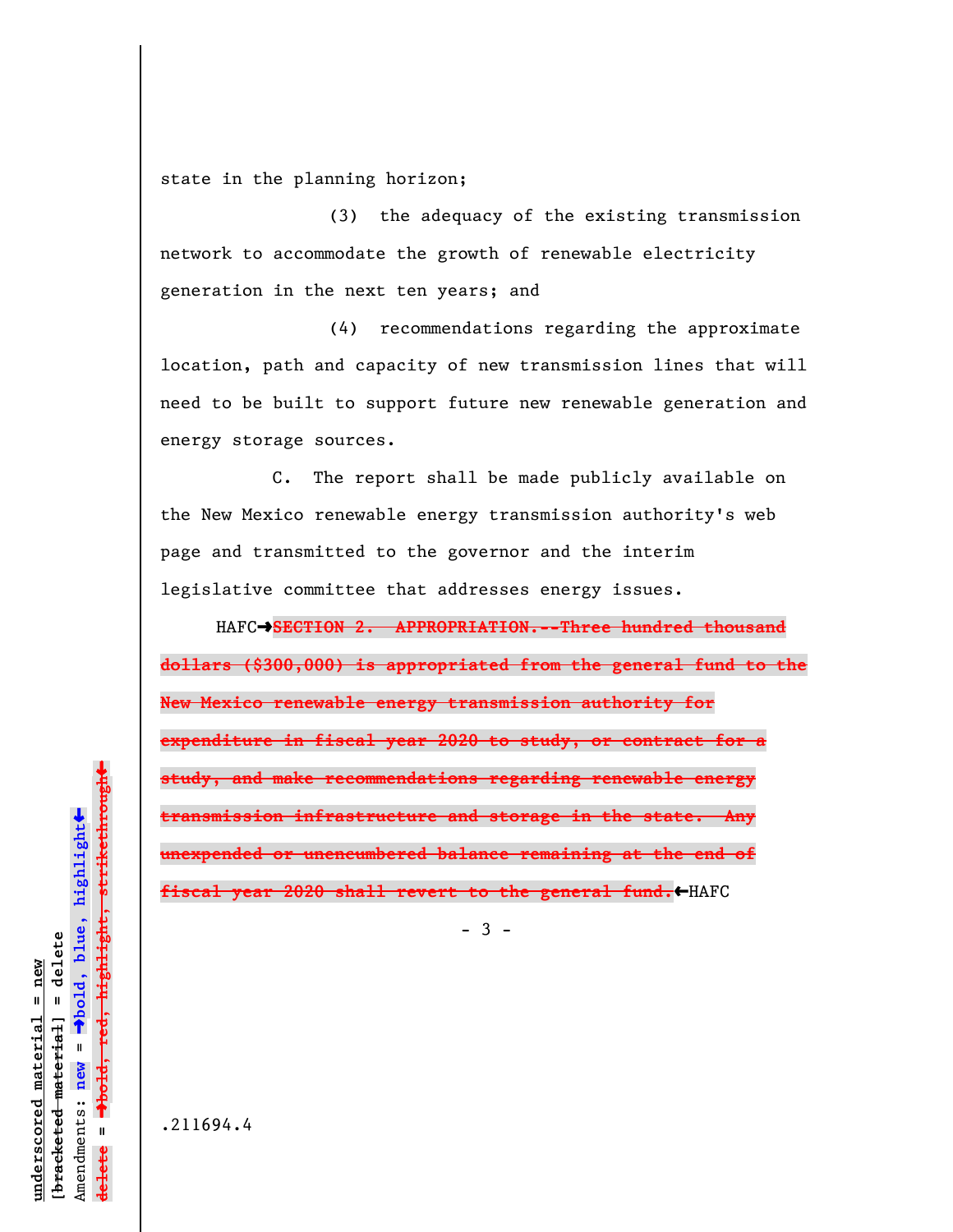state in the planning horizon;

(3) the adequacy of the existing transmission network to accommodate the growth of renewable electricity generation in the next ten years; and

(4) recommendations regarding the approximate location, path and capacity of new transmission lines that will need to be built to support future new renewable generation and energy storage sources.

C. The report shall be made publicly available on the New Mexico renewable energy transmission authority's web page and transmitted to the governor and the interim legislative committee that addresses energy issues.

HAFC→~~**SECTION 2. APPROPRIATION.--Three hundred thousand dollars ($300,000) is appropriated from the general fund to the New Mexico renewable energy transmission authority for expenditure in fiscal year 2020 to study, or contract for a study, and make recommendations regarding renewable energy transmission infrastructure and storage in the state. Any unexpended or unencumbered balance remaining at the end of fiscal year 2020 shall revert to the general fund.**~~←HAFC

.211694.4

underscored material = new
[bracketed material] = delete
Amendments: **new** = →bold, blue, highlight←
~~**delete**~~ = ~~→bold, red, highlight, strikethrough←~~